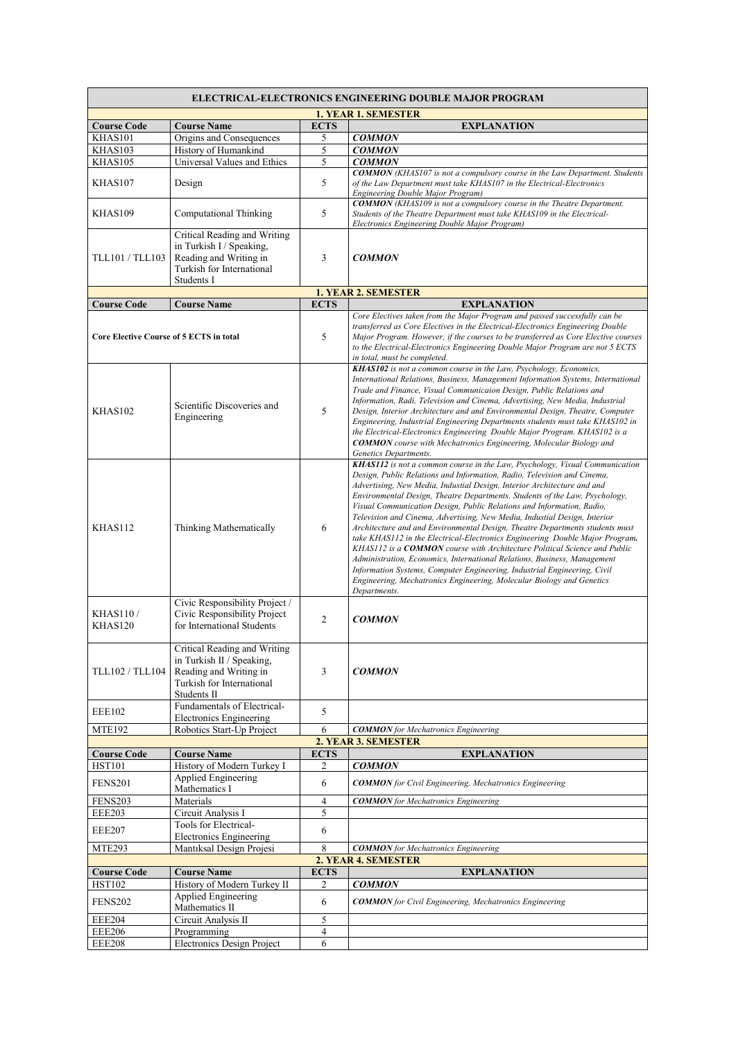# ELECTRICAL-ELECTRONICS ENGINEERING DOUBLE MAJOR PROGRAM

## 1. YEAR 1. SEMESTER

| Course Code | Course Name | ECTS | EXPLANATION |
|---|---|---|---|
| KHAS101 | Origins and Consequences | 5 | ***COMMON*** |
| KHAS103 | History of Humankind | 5 | ***COMMON*** |
| KHAS105 | Universal Values and Ethics | 5 | ***COMMON*** |
| KHAS107 | Design | 5 | ***COMMON*** *(KHAS107 is not a compulsory course in the Law Department. Students of the Law Department must take KHAS107 in the Electrical-Electronics Engineering Double Major Program)* |
| KHAS109 | Computational Thinking | 5 | ***COMMON*** *(KHAS109 is not a compulsory course in the Theatre Department. Students of the Theatre Department must take KHAS109 in the Electrical-Electronics Engineering Double Major Program)* |
| TLL101 / TLL103 | Critical Reading and Writing in Turkish I / Speaking, Reading and Writing in Turkish for International Students I | 3 | ***COMMON*** |

## 1. YEAR 2. SEMESTER

| Course Code | Course Name | ECTS | EXPLANATION |
|---|---|---|---|
| Core Elective Course of 5 ECTS in total | | 5 | *Core Electives taken from the Major Program and passed successfully can be transferred as Core Electives in the Electrical-Electronics Engineering Double Major Program. However, if the courses to be transferred as Core Elective courses to the Electrical-Electronics Engineering Double Major Program are not 5 ECTS in total, must be completed.* |
| KHAS102 | Scientific Discoveries and Engineering | 5 | ***KHAS102*** *is not a common course in the Law, Psychology, Economics, International Relations, Business, Management Information Systems, International Trade and Finance, Visual Communicaion Design, Public Relations and Information, Radi, Television and Cinema, Advertising, New Media, Industrial Design, Interior Architecture and and Environmental Design, Theatre, Computer Engineering, Industrial Engineering Departments students must take KHAS102 in the Electrical-Electronics Engineering Double Major Program. KHAS102 is a* ***COMMON*** *course with Mechatronics Engineering, Molecular Biology and Genetics Departments.* |
| KHAS112 | Thinking Mathematically | 6 | ***KHAS112*** *is not a common course in the Law, Psychology, Visual Communication Design, Public Relations and Information, Radio, Television and Cinema, Advertising, New Media, Industial Design, Interior Architecture and and Environmental Design, Theatre Departments. Students of the Law, Psychology, Visual Communication Design, Public Relations and Information, Radio, Television and Cinema, Advertising, New Media, Industial Design, Interior Architecture and and Environmental Design, Theatre Departments students must take KHAS112 in the Electrical-Electronics Engineering Double Major Program.* ***KHAS112*** *is a* ***COMMON*** *course with Architecture Political Science and Public Administration, Economics, International Relations, Business, Management Information Systems, Computer Engineering, Industrial Engineering, Civil Engineering, Mechatronics Engineering, Molecular Biology and Genetics Departments.* |
| KHAS110 / KHAS120 | Civic Responsibility Project / Civic Responsibility Project for International Students | 2 | ***COMMON*** |
| TLL102 / TLL104 | Critical Reading and Writing in Turkish II / Speaking, Reading and Writing in Turkish for International Students II | 3 | ***COMMON*** |
| EEE102 | Fundamentals of Electrical-Electronics Engineering | 5 | |
| MTE192 | Robotics Start-Up Project | 6 | ***COMMON*** *for Mechatronics Engineering* |

## 2. YEAR 3. SEMESTER

| Course Code | Course Name | ECTS | EXPLANATION |
|---|---|---|---|
| HST101 | History of Modern Turkey I | 2 | ***COMMON*** |
| FENS201 | Applied Engineering Mathematics I | 6 | ***COMMON*** *for Civil Engineering, Mechatronics Engineering* |
| FENS203 | Materials | 4 | ***COMMON*** *for Mechatronics Engineering* |
| EEE203 | Circuit Analysis I | 5 | |
| EEE207 | Tools for Electrical-Electronics Engineering | 6 | |
| MTE293 | Mantıksal Design Projesi | 8 | ***COMMON*** *for Mechatronics Engineering* |

## 2. YEAR 4. SEMESTER

| Course Code | Course Name | ECTS | EXPLANATION |
|---|---|---|---|
| HST102 | History of Modern Turkey II | 2 | ***COMMON*** |
| FENS202 | Applied Engineering Mathematics II | 6 | ***COMMON*** *for Civil Engineering, Mechatronics Engineering* |
| EEE204 | Circuit Analysis II | 5 | |
| EEE206 | Programming | 4 | |
| EEE208 | Electronics Design Project | 6 | |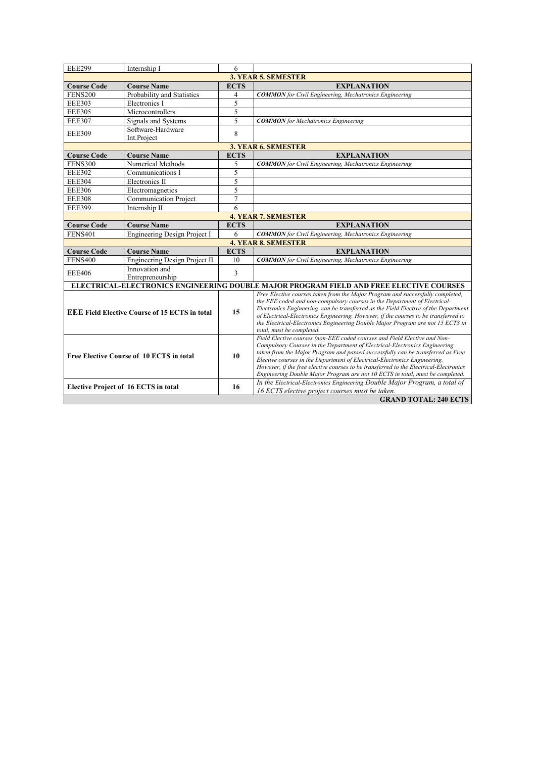| | | | |
|---|---|---|---|
| EEE299 | Internship I | 6 | |
| **3. YEAR 5. SEMESTER** | | | |
| **Course Code** | **Course Name** | **ECTS** | **EXPLANATION** |
| FENS200 | Probability and Statistics | 4 | ***COMMON*** *for Civil Engineering, Mechatronics Engineering* |
| EEE303 | Electronics I | 5 | |
| EEE305 | Microcontrollers | 5 | |
| EEE307 | Signals and Systems | 5 | ***COMMON*** *for Mechatronics Engineering* |
| EEE309 | Software-Hardware Int.Project | 8 | |
| **3. YEAR 6. SEMESTER** | | | |
| **Course Code** | **Course Name** | **ECTS** | **EXPLANATION** |
| FENS300 | Numerical Methods | 5 | ***COMMON*** *for Civil Engineering, Mechatronics Engineering* |
| EEE302 | Communications I | 5 | |
| EEE304 | Electronics II | 5 | |
| EEE306 | Electromagnetics | 5 | |
| EEE308 | Communication Project | 7 | |
| EEE399 | Internship II | 6 | |
| **4. YEAR 7. SEMESTER** | | | |
| **Course Code** | **Course Name** | **ECTS** | **EXPLANATION** |
| FENS401 | Engineering Design Project I | 6 | ***COMMON*** *for Civil Engineering, Mechatronics Engineering* |
| **4. YEAR 8. SEMESTER** | | | |
| **Course Code** | **Course Name** | **ECTS** | **EXPLANATION** |
| FENS400 | Engineering Design Project II | 10 | ***COMMON*** *for Civil Engineering, Mechatronics Engineering* |
| EEE406 | Innovation and Entrepreneurship | 3 | |
| **ELECTRICAL-ELECTRONICS ENGINEERING DOUBLE MAJOR PROGRAM FIELD AND FREE ELECTIVE COURSES** | | | |
| **EEE Field Elective Course of 15 ECTS in total** | | **15** | *Free Elective courses taken from the Major Program and successfully completed, the EEE coded and non-compulsory courses in the Department of Electrical-Electronics Engineering can be transferred as the Field Elective of the Department of Electrical-Electronics Engineering. However, if the courses to be transferred to the Electrical-Electronics Engineering Double Major Program are not 15 ECTS in total, must be completed.* |
| **Free Elective Course of 10 ECTS in total** | | **10** | *Field Elective courses (non-EEE coded courses and Field Elective and Non-Compulsory Courses in the Department of Electrical-Electronics Engineering taken from the Major Program and passed successfully can be transferred as Free Elective courses in the Department of Electrical-Electronics Engineering. However, if the free elective courses to be transferred to the Electrical-Electronics Engineering Double Major Program are not 10 ECTS in total, must be completed.* |
| **Elective Project of 16 ECTS in total** | | **16** | *In the Electrical-Electronics Engineering Double Major Program, a total of 16 ECTS elective project courses must be taken.* |
| | | | **GRAND TOTAL: 240 ECTS** |